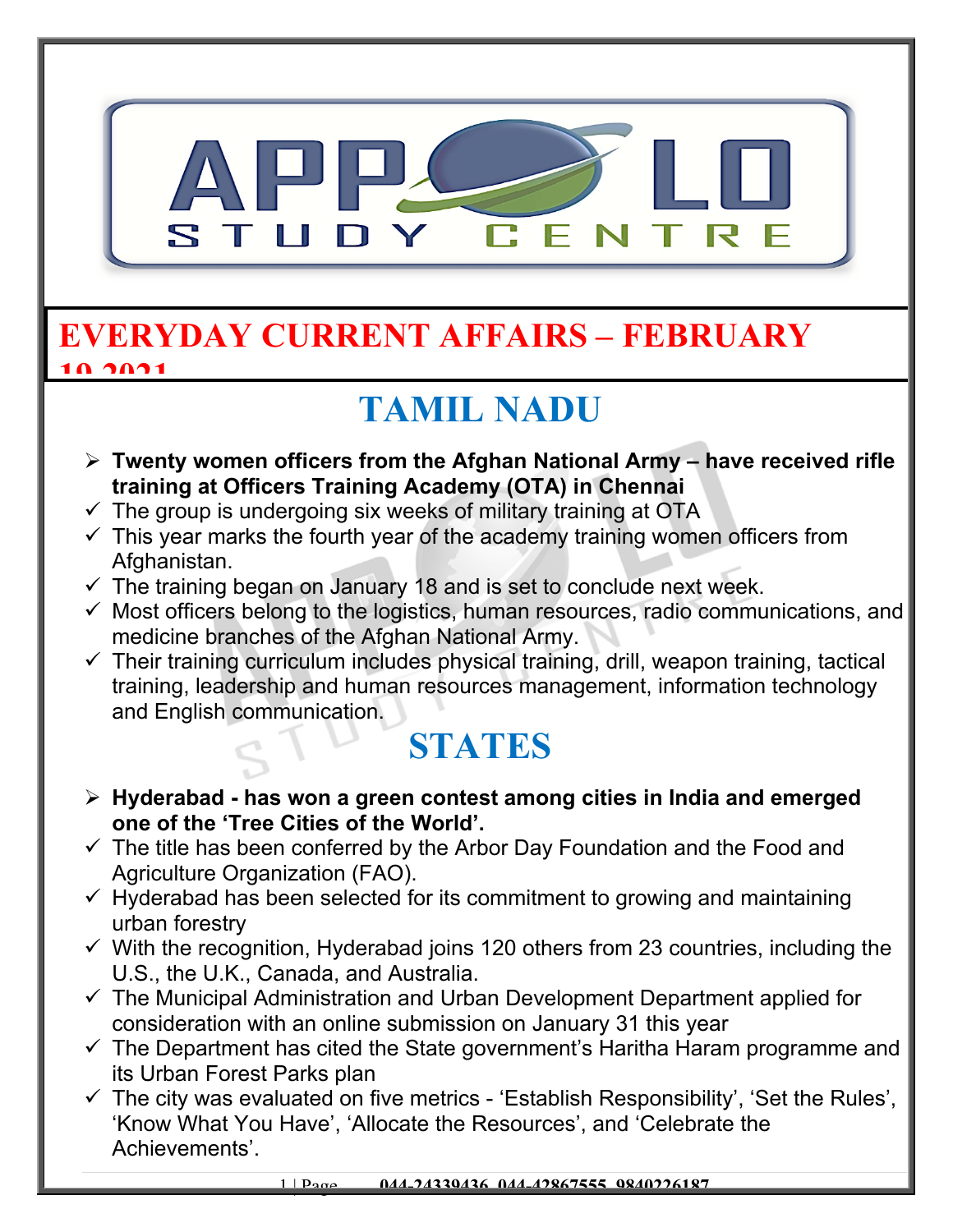# EVERYDAY CURRENT AFFAIRS – FEBRUARY 10 2021

## TAMIL NADU

- **Twenty women officers from the Afghan National Army – have received rifle training at Officers Training Academy (OTA) in Chennai**
  - The group is undergoing six weeks of military training at OTA
  - This year marks the fourth year of the academy training women officers from Afghanistan.
  - The training began on January 18 and is set to conclude next week.
  - Most officers belong to the logistics, human resources, radio communications, and medicine branches of the Afghan National Army.
  - Their training curriculum includes physical training, drill, weapon training, tactical training, leadership and human resources management, information technology and English communication.

## STATES

- **Hyderabad - has won a green contest among cities in India and emerged one of the 'Tree Cities of the World'.**
  - The title has been conferred by the Arbor Day Foundation and the Food and Agriculture Organization (FAO).
  - Hyderabad has been selected for its commitment to growing and maintaining urban forestry
  - With the recognition, Hyderabad joins 120 others from 23 countries, including the U.S., the U.K., Canada, and Australia.
  - The Municipal Administration and Urban Development Department applied for consideration with an online submission on January 31 this year
  - The Department has cited the State government's Haritha Haram programme and its Urban Forest Parks plan
  - The city was evaluated on five metrics - 'Establish Responsibility', 'Set the Rules', 'Know What You Have', 'Allocate the Resources', and 'Celebrate the Achievements'.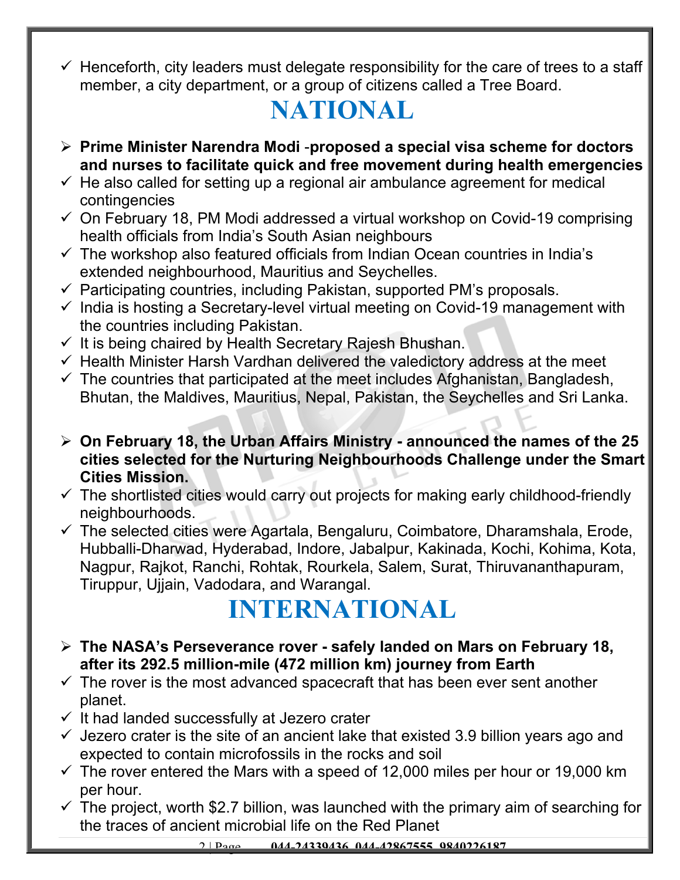- ✓ Henceforth, city leaders must delegate responsibility for the care of trees to a staff member, a city department, or a group of citizens called a Tree Board.

# NATIONAL

- ➢ **Prime Minister Narendra Modi -proposed a special visa scheme for doctors and nurses to facilitate quick and free movement during health emergencies**
- ✓ He also called for setting up a regional air ambulance agreement for medical contingencies
- ✓ On February 18, PM Modi addressed a virtual workshop on Covid-19 comprising health officials from India's South Asian neighbours
- ✓ The workshop also featured officials from Indian Ocean countries in India's extended neighbourhood, Mauritius and Seychelles.
- ✓ Participating countries, including Pakistan, supported PM's proposals.
- ✓ India is hosting a Secretary-level virtual meeting on Covid-19 management with the countries including Pakistan.
- ✓ It is being chaired by Health Secretary Rajesh Bhushan.
- ✓ Health Minister Harsh Vardhan delivered the valedictory address at the meet
- ✓ The countries that participated at the meet includes Afghanistan, Bangladesh, Bhutan, the Maldives, Mauritius, Nepal, Pakistan, the Seychelles and Sri Lanka.

- ➢ **On February 18, the Urban Affairs Ministry - announced the names of the 25 cities selected for the Nurturing Neighbourhoods Challenge under the Smart Cities Mission.**
- ✓ The shortlisted cities would carry out projects for making early childhood-friendly neighbourhoods.
- ✓ The selected cities were Agartala, Bengaluru, Coimbatore, Dharamshala, Erode, Hubballi-Dharwad, Hyderabad, Indore, Jabalpur, Kakinada, Kochi, Kohima, Kota, Nagpur, Rajkot, Ranchi, Rohtak, Rourkela, Salem, Surat, Thiruvananthapuram, Tiruppur, Ujjain, Vadodara, and Warangal.

# INTERNATIONAL

- ➢ **The NASA's Perseverance rover - safely landed on Mars on February 18, after its 292.5 million-mile (472 million km) journey from Earth**
- ✓ The rover is the most advanced spacecraft that has been ever sent another planet.
- ✓ It had landed successfully at Jezero crater
- ✓ Jezero crater is the site of an ancient lake that existed 3.9 billion years ago and expected to contain microfossils in the rocks and soil
- ✓ The rover entered the Mars with a speed of 12,000 miles per hour or 19,000 km per hour.
- ✓ The project, worth $2.7 billion, was launched with the primary aim of searching for the traces of ancient microbial life on the Red Planet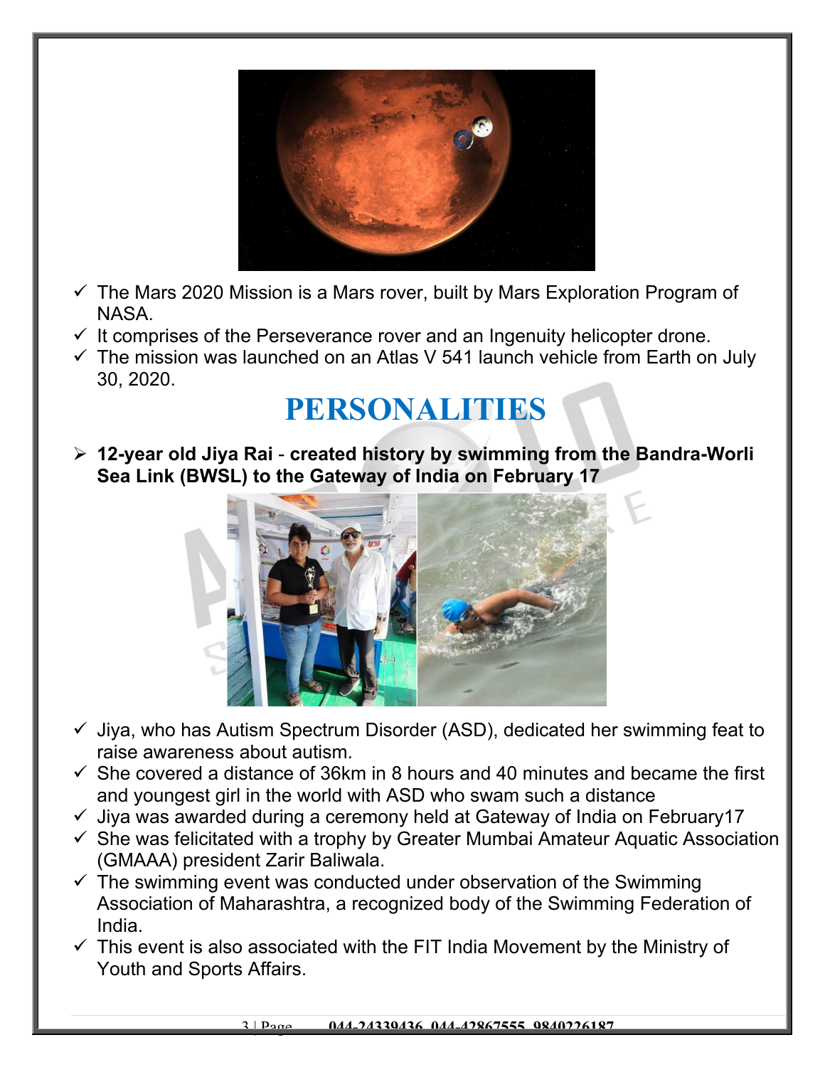- ✓ The Mars 2020 Mission is a Mars rover, built by Mars Exploration Program of NASA.
- ✓ It comprises of the Perseverance rover and an Ingenuity helicopter drone.
- ✓ The mission was launched on an Atlas V 541 launch vehicle from Earth on July 30, 2020.

# PERSONALITIES

- **12-year old Jiya Rai - created history by swimming from the Bandra-Worli Sea Link (BWSL) to the Gateway of India on February 17**

- ✓ Jiya, who has Autism Spectrum Disorder (ASD), dedicated her swimming feat to raise awareness about autism.
- ✓ She covered a distance of 36km in 8 hours and 40 minutes and became the first and youngest girl in the world with ASD who swam such a distance
- ✓ Jiya was awarded during a ceremony held at Gateway of India on February17
- ✓ She was felicitated with a trophy by Greater Mumbai Amateur Aquatic Association (GMAAA) president Zarir Baliwala.
- ✓ The swimming event was conducted under observation of the Swimming Association of Maharashtra, a recognized body of the Swimming Federation of India.
- ✓ This event is also associated with the FIT India Movement by the Ministry of Youth and Sports Affairs.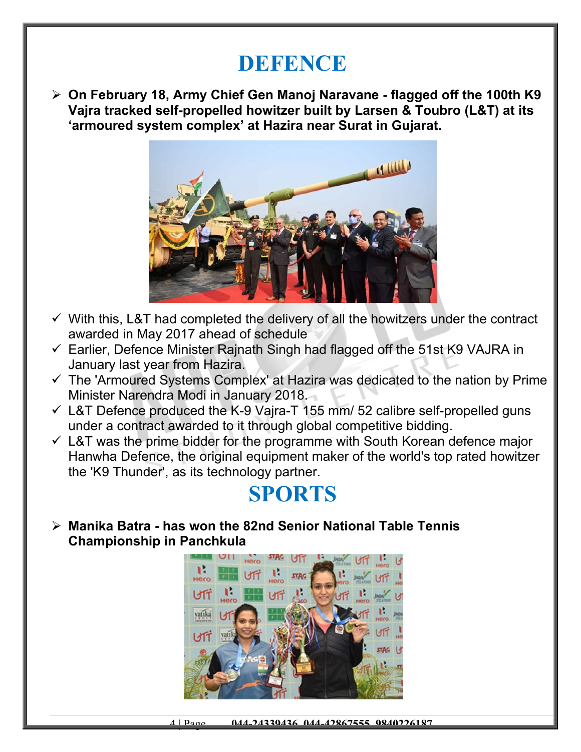# DEFENCE

- **On February 18, Army Chief Gen Manoj Naravane - flagged off the 100th K9 Vajra tracked self-propelled howitzer built by Larsen & Toubro (L&T) at its 'armoured system complex' at Hazira near Surat in Gujarat.**

- ✓ With this, L&T had completed the delivery of all the howitzers under the contract awarded in May 2017 ahead of schedule
- ✓ Earlier, Defence Minister Rajnath Singh had flagged off the 51st K9 VAJRA in January last year from Hazira.
- ✓ The 'Armoured Systems Complex' at Hazira was dedicated to the nation by Prime Minister Narendra Modi in January 2018.
- ✓ L&T Defence produced the K-9 Vajra-T 155 mm/ 52 calibre self-propelled guns under a contract awarded to it through global competitive bidding.
- ✓ L&T was the prime bidder for the programme with South Korean defence major Hanwha Defence, the original equipment maker of the world's top rated howitzer the 'K9 Thunder', as its technology partner.

# SPORTS

- **Manika Batra - has won the 82nd Senior National Table Tennis Championship in Panchkula**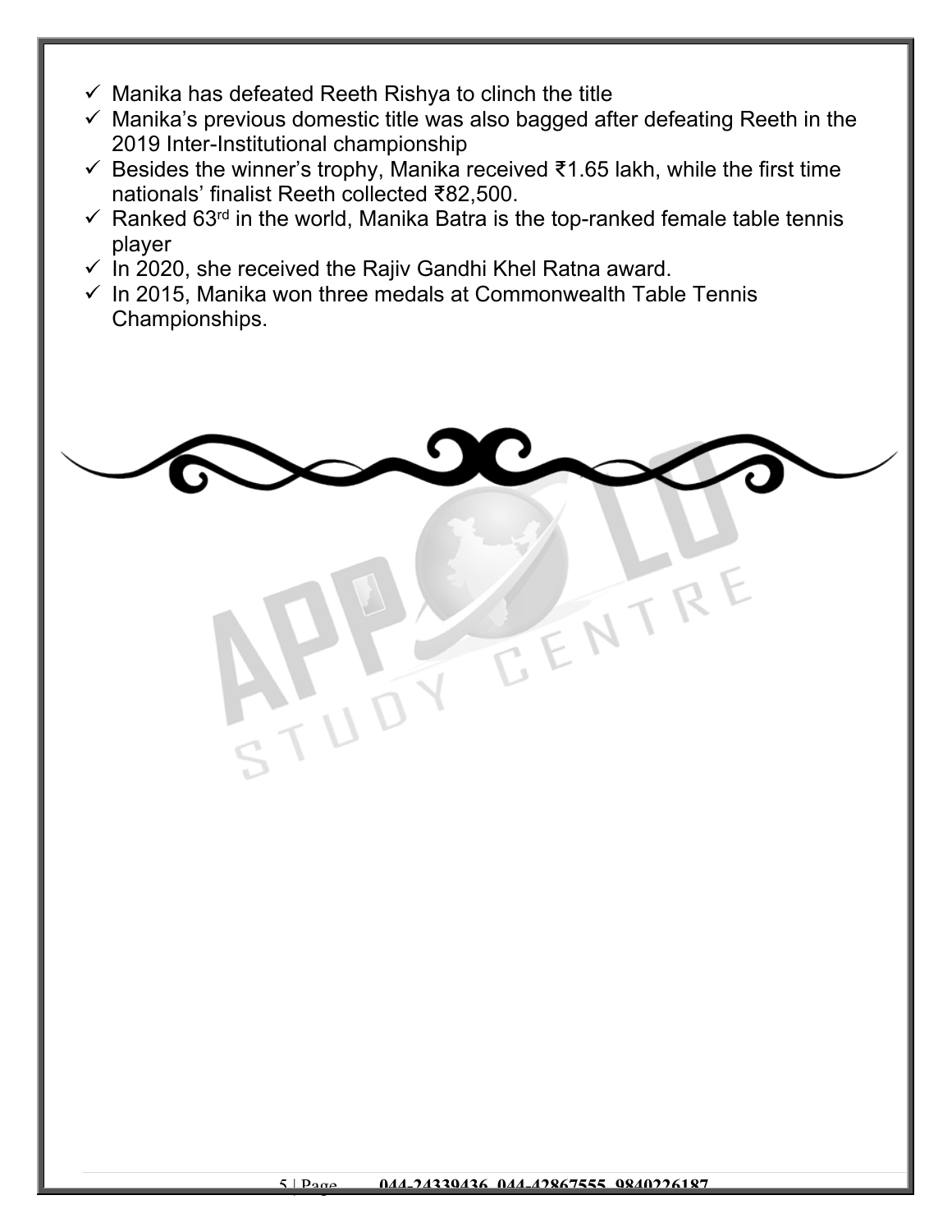- ✓ Manika has defeated Reeth Rishya to clinch the title
- ✓ Manika's previous domestic title was also bagged after defeating Reeth in the 2019 Inter-Institutional championship
- ✓ Besides the winner's trophy, Manika received ₹1.65 lakh, while the first time nationals' finalist Reeth collected ₹82,500.
- ✓ Ranked 63rd in the world, Manika Batra is the top-ranked female table tennis player
- ✓ In 2020, she received the Rajiv Gandhi Khel Ratna award.
- ✓ In 2015, Manika won three medals at Commonwealth Table Tennis Championships.